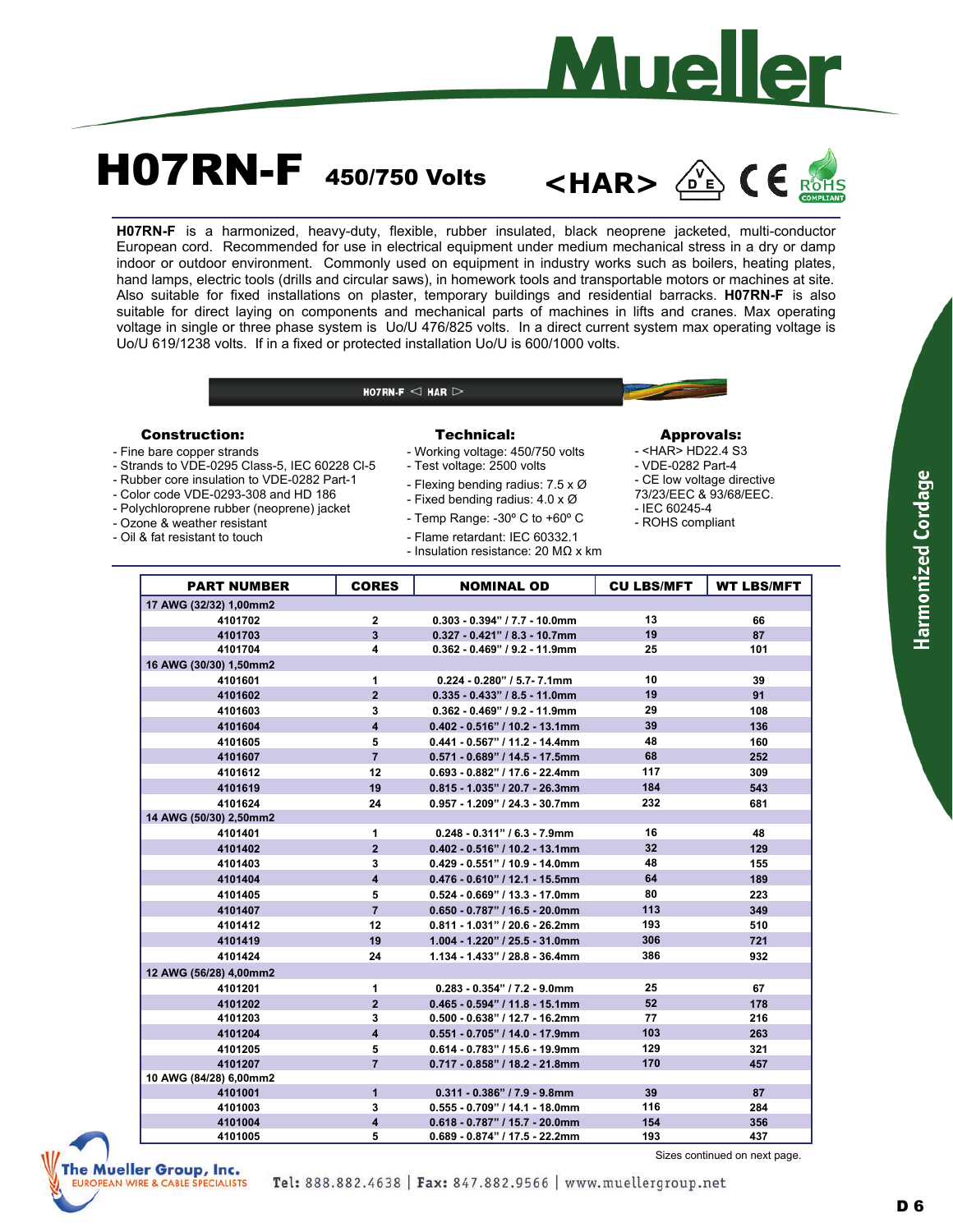# H07RN-F 450/750 Volts

<HAR>

**H07RN-F** is a harmonized, heavy-duty, flexible, rubber insulated, black neoprene jacketed, multi-conductor European cord. Recommended for use in electrical equipment under medium mechanical stress in a dry or damp indoor or outdoor environment. Commonly used on equipment in industry works such as boilers, heating plates, hand lamps, electric tools (drills and circular saws), in homework tools and transportable motors or machines at site. Also suitable for fixed installations on plaster, temporary buildings and residential barracks. **H07RN-F** is also suitable for direct laying on components and mechanical parts of machines in lifts and cranes. Max operating voltage in single or three phase system is Uo/U 476/825 volts. In a direct current system max operating voltage is Uo/U 619/1238 volts. If in a fixed or protected installation Uo/U is 600/1000 volts.

### Construction:

- Fine bare copper strands
- Strands to VDE-0295 Class-5, IEC 60228 Cl-5
- Rubber core insulation to VDE-0282 Part-1
- Color code VDE-0293-308 and HD 186
- Polychloroprene rubber (neoprene) jacket
- Ozone & weather resistant
- Oil & fat resistant to touch

### Technical:

- Working voltage: 450/750 volts
- Test voltage: 2500 volts
- Flexing bending radius: 7.5 x Ø
- Fixed bending radius: 4.0 x Ø
- Temp Range: -30º C to +60º C
- Flame retardant: IEC 60332.1
- Insulation resistance: 20 MΩ x km

### Approvals:

- <HAR> HD22.4 S3
- VDE-0282 Part-4
- CE low voltage directive 73/23/EEC & 93/68/EEC.
- IEC 60245-4
- ROHS compliant

| PART NUMBER | CORES | NOMINAL OD | CU LBS/MFT | WT LBS/MFT |
|---|---|---|---|---|
| **17 AWG (32/32) 1,00mm2** | | | | |
| 4101702 | 2 | 0.303 - 0.394" / 7.7 - 10.0mm | 13 | 66 |
| 4101703 | 3 | 0.327 - 0.421" / 8.3 - 10.7mm | 19 | 87 |
| 4101704 | 4 | 0.362 - 0.469" / 9.2 - 11.9mm | 25 | 101 |
| **16 AWG (30/30) 1,50mm2** | | | | |
| 4101601 | 1 | 0.224 - 0.280" / 5.7- 7.1mm | 10 | 39 |
| 4101602 | 2 | 0.335 - 0.433" / 8.5 - 11.0mm | 19 | 91 |
| 4101603 | 3 | 0.362 - 0.469" / 9.2 - 11.9mm | 29 | 108 |
| 4101604 | 4 | 0.402 - 0.516" / 10.2 - 13.1mm | 39 | 136 |
| 4101605 | 5 | 0.441 - 0.567" / 11.2 - 14.4mm | 48 | 160 |
| 4101607 | 7 | 0.571 - 0.689" / 14.5 - 17.5mm | 68 | 252 |
| 4101612 | 12 | 0.693 - 0.882" / 17.6 - 22.4mm | 117 | 309 |
| 4101619 | 19 | 0.815 - 1.035" / 20.7 - 26.3mm | 184 | 543 |
| 4101624 | 24 | 0.957 - 1.209" / 24.3 - 30.7mm | 232 | 681 |
| **14 AWG (50/30) 2,50mm2** | | | | |
| 4101401 | 1 | 0.248 - 0.311" / 6.3 - 7.9mm | 16 | 48 |
| 4101402 | 2 | 0.402 - 0.516" / 10.2 - 13.1mm | 32 | 129 |
| 4101403 | 3 | 0.429 - 0.551" / 10.9 - 14.0mm | 48 | 155 |
| 4101404 | 4 | 0.476 - 0.610" / 12.1 - 15.5mm | 64 | 189 |
| 4101405 | 5 | 0.524 - 0.669" / 13.3 - 17.0mm | 80 | 223 |
| 4101407 | 7 | 0.650 - 0.787" / 16.5 - 20.0mm | 113 | 349 |
| 4101412 | 12 | 0.811 - 1.031" / 20.6 - 26.2mm | 193 | 510 |
| 4101419 | 19 | 1.004 - 1.220" / 25.5 - 31.0mm | 306 | 721 |
| 4101424 | 24 | 1.134 - 1.433" / 28.8 - 36.4mm | 386 | 932 |
| **12 AWG (56/28) 4,00mm2** | | | | |
| 4101201 | 1 | 0.283 - 0.354" / 7.2 - 9.0mm | 25 | 67 |
| 4101202 | 2 | 0.465 - 0.594" / 11.8 - 15.1mm | 52 | 178 |
| 4101203 | 3 | 0.500 - 0.638" / 12.7 - 16.2mm | 77 | 216 |
| 4101204 | 4 | 0.551 - 0.705" / 14.0 - 17.9mm | 103 | 263 |
| 4101205 | 5 | 0.614 - 0.783" / 15.6 - 19.9mm | 129 | 321 |
| 4101207 | 7 | 0.717 - 0.858" / 18.2 - 21.8mm | 170 | 457 |
| **10 AWG (84/28) 6,00mm2** | | | | |
| 4101001 | 1 | 0.311 - 0.386" / 7.9 - 9.8mm | 39 | 87 |
| 4101003 | 3 | 0.555 - 0.709" / 14.1 - 18.0mm | 116 | 284 |
| 4101004 | 4 | 0.618 - 0.787" / 15.7 - 20.0mm | 154 | 356 |
| 4101005 | 5 | 0.689 - 0.874" / 17.5 - 22.2mm | 193 | 437 |

Sizes continued on next page.

The Mueller Group, Inc. — European Wire & Cable Specialists

Tel: 888.882.4638 | Fax: 847.882.9566 | www.muellergroup.net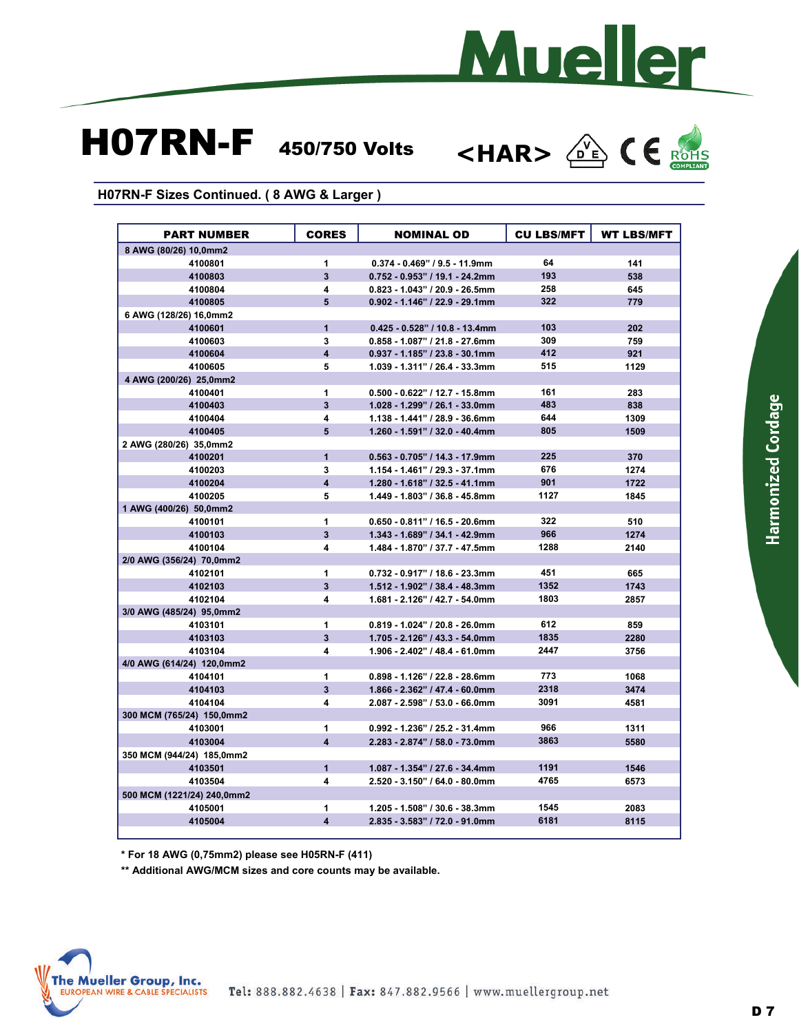# H07RN-F 450/750 Volts

<HAR>

## H07RN-F Sizes Continued. ( 8 AWG & Larger )

| PART NUMBER | CORES | NOMINAL OD | CU LBS/MFT | WT LBS/MFT |
|---|---|---|---|---|
| 8 AWG (80/26) 10,0mm2 | | | | |
| 4100801 | 1 | 0.374 - 0.469" / 9.5 - 11.9mm | 64 | 141 |
| 4100803 | 3 | 0.752 - 0.953" / 19.1 - 24.2mm | 193 | 538 |
| 4100804 | 4 | 0.823 - 1.043" / 20.9 - 26.5mm | 258 | 645 |
| 4100805 | 5 | 0.902 - 1.146" / 22.9 - 29.1mm | 322 | 779 |
| 6 AWG (128/26) 16,0mm2 | | | | |
| 4100601 | 1 | 0.425 - 0.528" / 10.8 - 13.4mm | 103 | 202 |
| 4100603 | 3 | 0.858 - 1.087" / 21.8 - 27.6mm | 309 | 759 |
| 4100604 | 4 | 0.937 - 1.185" / 23.8 - 30.1mm | 412 | 921 |
| 4100605 | 5 | 1.039 - 1.311" / 26.4 - 33.3mm | 515 | 1129 |
| 4 AWG (200/26) 25,0mm2 | | | | |
| 4100401 | 1 | 0.500 - 0.622" / 12.7 - 15.8mm | 161 | 283 |
| 4100403 | 3 | 1.028 - 1.299" / 26.1 - 33.0mm | 483 | 838 |
| 4100404 | 4 | 1.138 - 1.441" / 28.9 - 36.6mm | 644 | 1309 |
| 4100405 | 5 | 1.260 - 1.591" / 32.0 - 40.4mm | 805 | 1509 |
| 2 AWG (280/26) 35,0mm2 | | | | |
| 4100201 | 1 | 0.563 - 0.705" / 14.3 - 17.9mm | 225 | 370 |
| 4100203 | 3 | 1.154 - 1.461" / 29.3 - 37.1mm | 676 | 1274 |
| 4100204 | 4 | 1.280 - 1.618" / 32.5 - 41.1mm | 901 | 1722 |
| 4100205 | 5 | 1.449 - 1.803" / 36.8 - 45.8mm | 1127 | 1845 |
| 1 AWG (400/26) 50,0mm2 | | | | |
| 4100101 | 1 | 0.650 - 0.811" / 16.5 - 20.6mm | 322 | 510 |
| 4100103 | 3 | 1.343 - 1.689" / 34.1 - 42.9mm | 966 | 1274 |
| 4100104 | 4 | 1.484 - 1.870" / 37.7 - 47.5mm | 1288 | 2140 |
| 2/0 AWG (356/24) 70,0mm2 | | | | |
| 4102101 | 1 | 0.732 - 0.917" / 18.6 - 23.3mm | 451 | 665 |
| 4102103 | 3 | 1.512 - 1.902" / 38.4 - 48.3mm | 1352 | 1743 |
| 4102104 | 4 | 1.681 - 2.126" / 42.7 - 54.0mm | 1803 | 2857 |
| 3/0 AWG (485/24) 95,0mm2 | | | | |
| 4103101 | 1 | 0.819 - 1.024" / 20.8 - 26.0mm | 612 | 859 |
| 4103103 | 3 | 1.705 - 2.126" / 43.3 - 54.0mm | 1835 | 2280 |
| 4103104 | 4 | 1.906 - 2.402" / 48.4 - 61.0mm | 2447 | 3756 |
| 4/0 AWG (614/24) 120,0mm2 | | | | |
| 4104101 | 1 | 0.898 - 1.126" / 22.8 - 28.6mm | 773 | 1068 |
| 4104103 | 3 | 1.866 - 2.362" / 47.4 - 60.0mm | 2318 | 3474 |
| 4104104 | 4 | 2.087 - 2.598" / 53.0 - 66.0mm | 3091 | 4581 |
| 300 MCM (765/24) 150,0mm2 | | | | |
| 4103001 | 1 | 0.992 - 1.236" / 25.2 - 31.4mm | 966 | 1311 |
| 4103004 | 4 | 2.283 - 2.874" / 58.0 - 73.0mm | 3863 | 5580 |
| 350 MCM (944/24) 185,0mm2 | | | | |
| 4103501 | 1 | 1.087 - 1.354" / 27.6 - 34.4mm | 1191 | 1546 |
| 4103504 | 4 | 2.520 - 3.150" / 64.0 - 80.0mm | 4765 | 6573 |
| 500 MCM (1221/24) 240,0mm2 | | | | |
| 4105001 | 1 | 1.205 - 1.508" / 30.6 - 38.3mm | 1545 | 2083 |
| 4105004 | 4 | 2.835 - 3.583" / 72.0 - 91.0mm | 6181 | 8115 |

* For 18 AWG (0,75mm2) please see H05RN-F (411)

** Additional AWG/MCM sizes and core counts may be available.

Harmonized Cordage

The Mueller Group, Inc.
EUROPEAN WIRE & CABLE SPECIALISTS

Tel: 888.882.4638 | Fax: 847.882.9566 | www.muellergroup.net